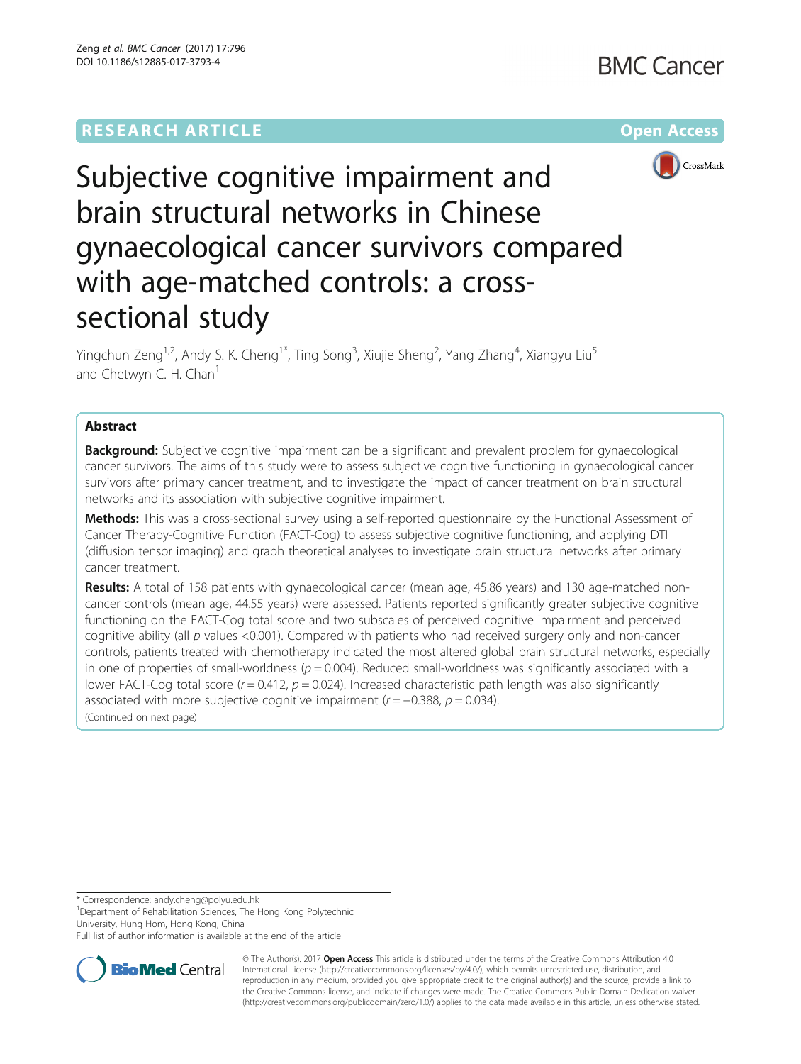RESEARCH ARTICLE

Open Access

# Subjective cognitive impairment and brain structural networks in Chinese gynaecological cancer survivors compared with age-matched controls: a cross-sectional study

Yingchun Zeng[1,2], Andy S. K. Cheng[1*], Ting Song[3], Xiujie Sheng[2], Yang Zhang[4], Xiangyu Liu[5] and Chetwyn C. H. Chan[1]

## Abstract

**Background:** Subjective cognitive impairment can be a significant and prevalent problem for gynaecological cancer survivors. The aims of this study were to assess subjective cognitive functioning in gynaecological cancer survivors after primary cancer treatment, and to investigate the impact of cancer treatment on brain structural networks and its association with subjective cognitive impairment.

**Methods:** This was a cross-sectional survey using a self-reported questionnaire by the Functional Assessment of Cancer Therapy-Cognitive Function (FACT-Cog) to assess subjective cognitive functioning, and applying DTI (diffusion tensor imaging) and graph theoretical analyses to investigate brain structural networks after primary cancer treatment.

**Results:** A total of 158 patients with gynaecological cancer (mean age, 45.86 years) and 130 age-matched non-cancer controls (mean age, 44.55 years) were assessed. Patients reported significantly greater subjective cognitive functioning on the FACT-Cog total score and two subscales of perceived cognitive impairment and perceived cognitive ability (all $p$ values <0.001). Compared with patients who had received surgery only and non-cancer controls, patients treated with chemotherapy indicated the most altered global brain structural networks, especially in one of properties of small-worldness ($p = 0.004$). Reduced small-worldness was significantly associated with a lower FACT-Cog total score ($r = 0.412$, $p = 0.024$). Increased characteristic path length was also significantly associated with more subjective cognitive impairment ($r = -0.388$, $p = 0.034$).

(Continued on next page)

* Correspondence: andy.cheng@polyu.edu.hk
[1]Department of Rehabilitation Sciences, The Hong Kong Polytechnic University, Hung Hom, Hong Kong, China
Full list of author information is available at the end of the article

© The Author(s). 2017 **Open Access** This article is distributed under the terms of the Creative Commons Attribution 4.0 International License (http://creativecommons.org/licenses/by/4.0/), which permits unrestricted use, distribution, and reproduction in any medium, provided you give appropriate credit to the original author(s) and the source, provide a link to the Creative Commons license, and indicate if changes were made. The Creative Commons Public Domain Dedication waiver (http://creativecommons.org/publicdomain/zero/1.0/) applies to the data made available in this article, unless otherwise stated.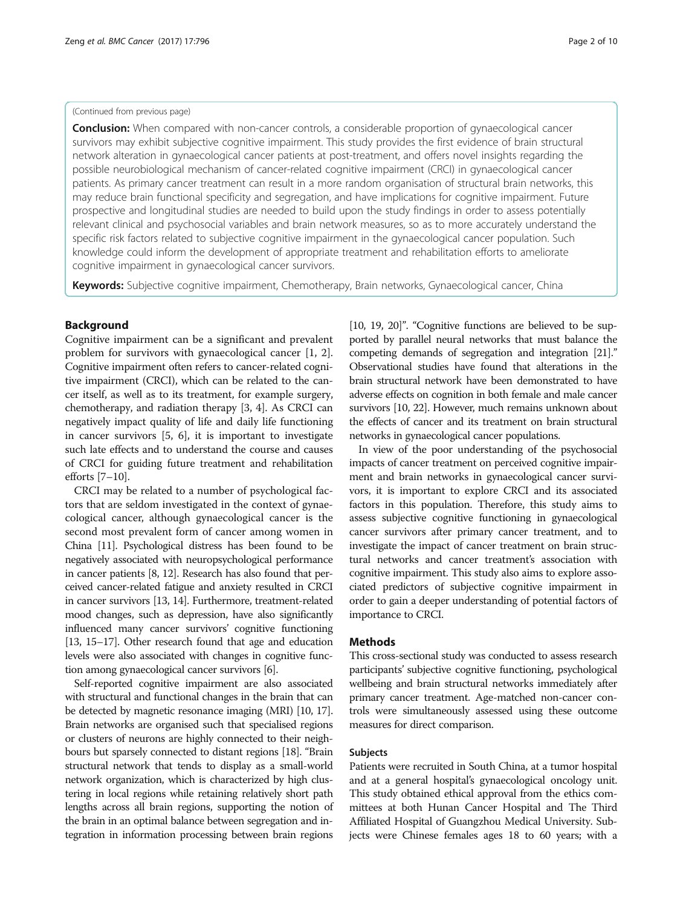(Continued from previous page)

**Conclusion:** When compared with non-cancer controls, a considerable proportion of gynaecological cancer survivors may exhibit subjective cognitive impairment. This study provides the first evidence of brain structural network alteration in gynaecological cancer patients at post-treatment, and offers novel insights regarding the possible neurobiological mechanism of cancer-related cognitive impairment (CRCI) in gynaecological cancer patients. As primary cancer treatment can result in a more random organisation of structural brain networks, this may reduce brain functional specificity and segregation, and have implications for cognitive impairment. Future prospective and longitudinal studies are needed to build upon the study findings in order to assess potentially relevant clinical and psychosocial variables and brain network measures, so as to more accurately understand the specific risk factors related to subjective cognitive impairment in the gynaecological cancer population. Such knowledge could inform the development of appropriate treatment and rehabilitation efforts to ameliorate cognitive impairment in gynaecological cancer survivors.

**Keywords:** Subjective cognitive impairment, Chemotherapy, Brain networks, Gynaecological cancer, China

## Background

Cognitive impairment can be a significant and prevalent problem for survivors with gynaecological cancer [1, 2]. Cognitive impairment often refers to cancer-related cognitive impairment (CRCI), which can be related to the cancer itself, as well as to its treatment, for example surgery, chemotherapy, and radiation therapy [3, 4]. As CRCI can negatively impact quality of life and daily life functioning in cancer survivors [5, 6], it is important to investigate such late effects and to understand the course and causes of CRCI for guiding future treatment and rehabilitation efforts [7–10].

CRCI may be related to a number of psychological factors that are seldom investigated in the context of gynaecological cancer, although gynaecological cancer is the second most prevalent form of cancer among women in China [11]. Psychological distress has been found to be negatively associated with neuropsychological performance in cancer patients [8, 12]. Research has also found that perceived cancer-related fatigue and anxiety resulted in CRCI in cancer survivors [13, 14]. Furthermore, treatment-related mood changes, such as depression, have also significantly influenced many cancer survivors' cognitive functioning [13, 15–17]. Other research found that age and education levels were also associated with changes in cognitive function among gynaecological cancer survivors [6].

Self-reported cognitive impairment are also associated with structural and functional changes in the brain that can be detected by magnetic resonance imaging (MRI) [10, 17]. Brain networks are organised such that specialised regions or clusters of neurons are highly connected to their neighbours but sparsely connected to distant regions [18]. "Brain structural network that tends to display as a small-world network organization, which is characterized by high clustering in local regions while retaining relatively short path lengths across all brain regions, supporting the notion of the brain in an optimal balance between segregation and integration in information processing between brain regions [10, 19, 20]". "Cognitive functions are believed to be supported by parallel neural networks that must balance the competing demands of segregation and integration [21]." Observational studies have found that alterations in the brain structural network have been demonstrated to have adverse effects on cognition in both female and male cancer survivors [10, 22]. However, much remains unknown about the effects of cancer and its treatment on brain structural networks in gynaecological cancer populations.

In view of the poor understanding of the psychosocial impacts of cancer treatment on perceived cognitive impairment and brain networks in gynaecological cancer survivors, it is important to explore CRCI and its associated factors in this population. Therefore, this study aims to assess subjective cognitive functioning in gynaecological cancer survivors after primary cancer treatment, and to investigate the impact of cancer treatment on brain structural networks and cancer treatment's association with cognitive impairment. This study also aims to explore associated predictors of subjective cognitive impairment in order to gain a deeper understanding of potential factors of importance to CRCI.

## Methods

This cross-sectional study was conducted to assess research participants' subjective cognitive functioning, psychological wellbeing and brain structural networks immediately after primary cancer treatment. Age-matched non-cancer controls were simultaneously assessed using these outcome measures for direct comparison.

### Subjects

Patients were recruited in South China, at a tumor hospital and at a general hospital's gynaecological oncology unit. This study obtained ethical approval from the ethics committees at both Hunan Cancer Hospital and The Third Affiliated Hospital of Guangzhou Medical University. Subjects were Chinese females ages 18 to 60 years; with a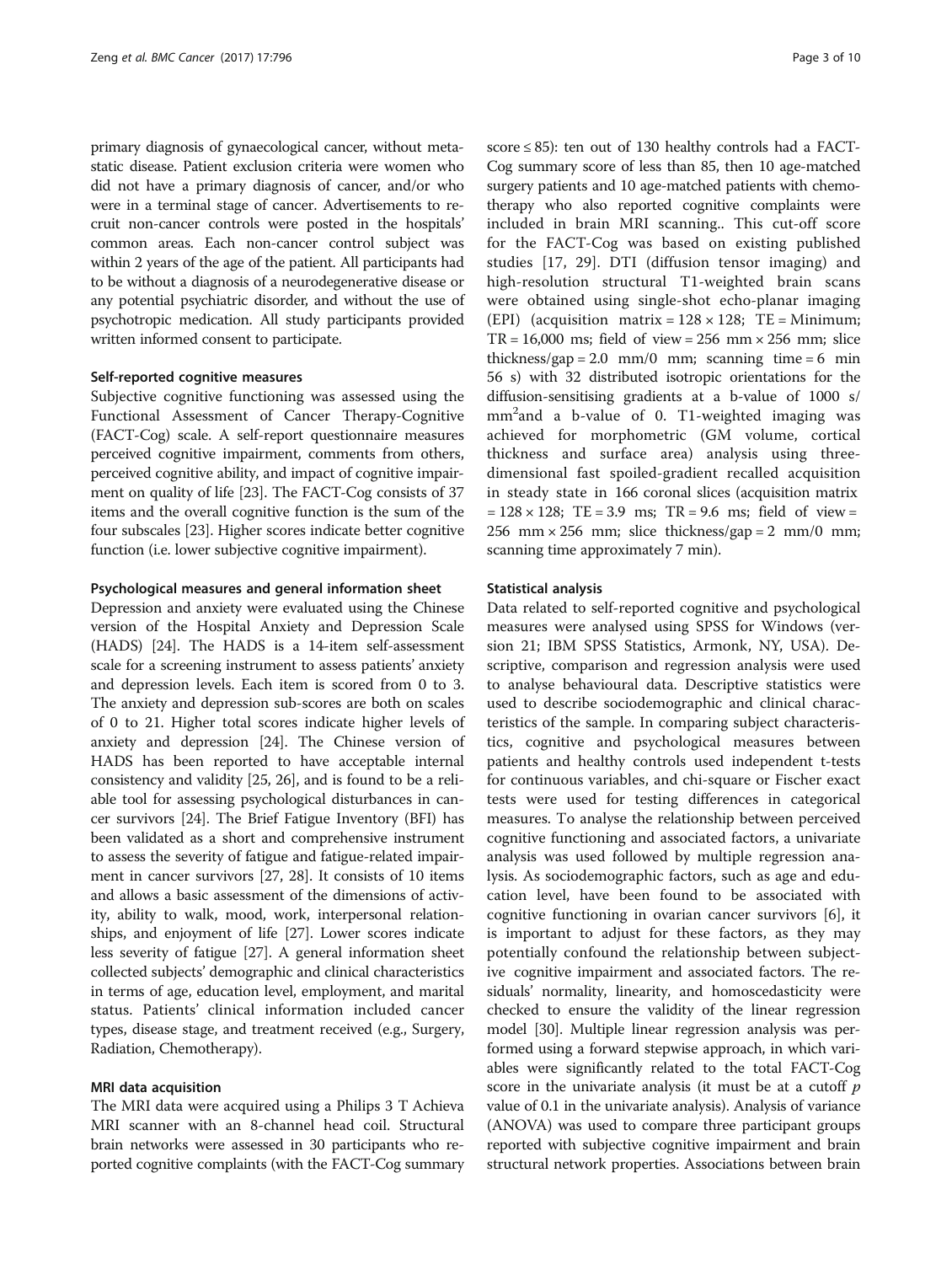primary diagnosis of gynaecological cancer, without metastatic disease. Patient exclusion criteria were women who did not have a primary diagnosis of cancer, and/or who were in a terminal stage of cancer. Advertisements to recruit non-cancer controls were posted in the hospitals' common areas. Each non-cancer control subject was within 2 years of the age of the patient. All participants had to be without a diagnosis of a neurodegenerative disease or any potential psychiatric disorder, and without the use of psychotropic medication. All study participants provided written informed consent to participate.

#### Self-reported cognitive measures

Subjective cognitive functioning was assessed using the Functional Assessment of Cancer Therapy-Cognitive (FACT-Cog) scale. A self-report questionnaire measures perceived cognitive impairment, comments from others, perceived cognitive ability, and impact of cognitive impairment on quality of life [23]. The FACT-Cog consists of 37 items and the overall cognitive function is the sum of the four subscales [23]. Higher scores indicate better cognitive function (i.e. lower subjective cognitive impairment).

#### Psychological measures and general information sheet

Depression and anxiety were evaluated using the Chinese version of the Hospital Anxiety and Depression Scale (HADS) [24]. The HADS is a 14-item self-assessment scale for a screening instrument to assess patients' anxiety and depression levels. Each item is scored from 0 to 3. The anxiety and depression sub-scores are both on scales of 0 to 21. Higher total scores indicate higher levels of anxiety and depression [24]. The Chinese version of HADS has been reported to have acceptable internal consistency and validity [25, 26], and is found to be a reliable tool for assessing psychological disturbances in cancer survivors [24]. The Brief Fatigue Inventory (BFI) has been validated as a short and comprehensive instrument to assess the severity of fatigue and fatigue-related impairment in cancer survivors [27, 28]. It consists of 10 items and allows a basic assessment of the dimensions of activity, ability to walk, mood, work, interpersonal relationships, and enjoyment of life [27]. Lower scores indicate less severity of fatigue [27]. A general information sheet collected subjects' demographic and clinical characteristics in terms of age, education level, employment, and marital status. Patients' clinical information included cancer types, disease stage, and treatment received (e.g., Surgery, Radiation, Chemotherapy).

#### MRI data acquisition

The MRI data were acquired using a Philips 3 T Achieva MRI scanner with an 8-channel head coil. Structural brain networks were assessed in 30 participants who reported cognitive complaints (with the FACT-Cog summary score ≤ 85): ten out of 130 healthy controls had a FACT-Cog summary score of less than 85, then 10 age-matched surgery patients and 10 age-matched patients with chemotherapy who also reported cognitive complaints were included in brain MRI scanning.. This cut-off score for the FACT-Cog was based on existing published studies [17, 29]. DTI (diffusion tensor imaging) and high-resolution structural T1-weighted brain scans were obtained using single-shot echo-planar imaging (EPI) (acquisition matrix = 128 × 128; TE = Minimum; TR = 16,000 ms; field of view = 256 mm × 256 mm; slice thickness/gap = 2.0 mm/0 mm; scanning time = 6 min 56 s) with 32 distributed isotropic orientations for the diffusion-sensitising gradients at a b-value of 1000 s/mm$^2$and a b-value of 0. T1-weighted imaging was achieved for morphometric (GM volume, cortical thickness and surface area) analysis using three-dimensional fast spoiled-gradient recalled acquisition in steady state in 166 coronal slices (acquisition matrix = 128 × 128; TE = 3.9 ms; TR = 9.6 ms; field of view = 256 mm × 256 mm; slice thickness/gap = 2 mm/0 mm; scanning time approximately 7 min).

#### Statistical analysis

Data related to self-reported cognitive and psychological measures were analysed using SPSS for Windows (version 21; IBM SPSS Statistics, Armonk, NY, USA). Descriptive, comparison and regression analysis were used to analyse behavioural data. Descriptive statistics were used to describe sociodemographic and clinical characteristics of the sample. In comparing subject characteristics, cognitive and psychological measures between patients and healthy controls used independent t-tests for continuous variables, and chi-square or Fischer exact tests were used for testing differences in categorical measures. To analyse the relationship between perceived cognitive functioning and associated factors, a univariate analysis was used followed by multiple regression analysis. As sociodemographic factors, such as age and education level, have been found to be associated with cognitive functioning in ovarian cancer survivors [6], it is important to adjust for these factors, as they may potentially confound the relationship between subjective cognitive impairment and associated factors. The residuals' normality, linearity, and homoscedasticity were checked to ensure the validity of the linear regression model [30]. Multiple linear regression analysis was performed using a forward stepwise approach, in which variables were significantly related to the total FACT-Cog score in the univariate analysis (it must be at a cutoff $p$ value of 0.1 in the univariate analysis). Analysis of variance (ANOVA) was used to compare three participant groups reported with subjective cognitive impairment and brain structural network properties. Associations between brain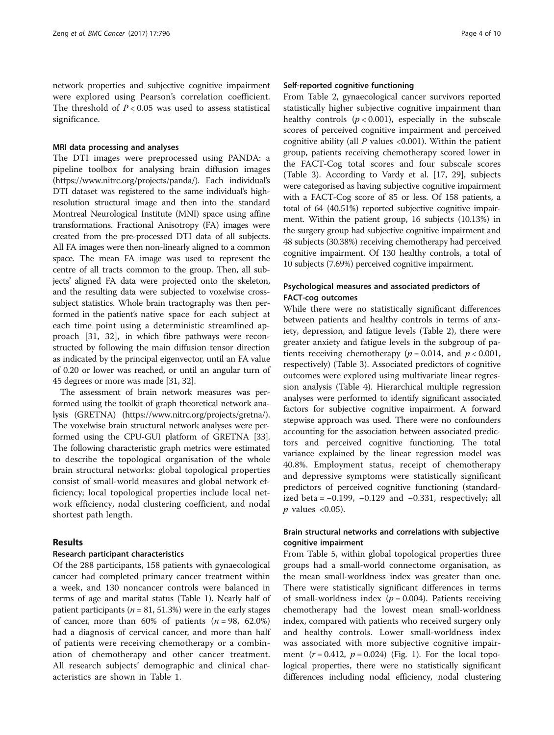network properties and subjective cognitive impairment were explored using Pearson's correlation coefficient. The threshold of $P < 0.05$ was used to assess statistical significance.

#### MRI data processing and analyses

The DTI images were preprocessed using PANDA: a pipeline toolbox for analysing brain diffusion images (https://www.nitrc.org/projects/panda/). Each individual's DTI dataset was registered to the same individual's high-resolution structural image and then into the standard Montreal Neurological Institute (MNI) space using affine transformations. Fractional Anisotropy (FA) images were created from the pre-processed DTI data of all subjects. All FA images were then non-linearly aligned to a common space. The mean FA image was used to represent the centre of all tracts common to the group. Then, all subjects' aligned FA data were projected onto the skeleton, and the resulting data were subjected to voxelwise cross-subject statistics. Whole brain tractography was then performed in the patient's native space for each subject at each time point using a deterministic streamlined approach [31, 32], in which fibre pathways were reconstructed by following the main diffusion tensor direction as indicated by the principal eigenvector, until an FA value of 0.20 or lower was reached, or until an angular turn of 45 degrees or more was made [31, 32].

The assessment of brain network measures was performed using the toolkit of graph theoretical network analysis (GRETNA) (https://www.nitrc.org/projects/gretna/). The voxelwise brain structural network analyses were performed using the CPU-GUI platform of GRETNA [33]. The following characteristic graph metrics were estimated to describe the topological organisation of the whole brain structural networks: global topological properties consist of small-world measures and global network efficiency; local topological properties include local network efficiency, nodal clustering coefficient, and nodal shortest path length.

## Results

#### Research participant characteristics

Of the 288 participants, 158 patients with gynaecological cancer had completed primary cancer treatment within a week, and 130 noncancer controls were balanced in terms of age and marital status (Table 1). Nearly half of patient participants ($n = 81$, 51.3%) were in the early stages of cancer, more than 60% of patients ($n = 98$, 62.0%) had a diagnosis of cervical cancer, and more than half of patients were receiving chemotherapy or a combination of chemotherapy and other cancer treatment. All research subjects' demographic and clinical characteristics are shown in Table 1.

#### Self-reported cognitive functioning

From Table 2, gynaecological cancer survivors reported statistically higher subjective cognitive impairment than healthy controls ($p < 0.001$), especially in the subscale scores of perceived cognitive impairment and perceived cognitive ability (all $P$ values <0.001). Within the patient group, patients receiving chemotherapy scored lower in the FACT-Cog total scores and four subscale scores (Table 3). According to Vardy et al. [17, 29], subjects were categorised as having subjective cognitive impairment with a FACT-Cog score of 85 or less. Of 158 patients, a total of 64 (40.51%) reported subjective cognitive impairment. Within the patient group, 16 subjects (10.13%) in the surgery group had subjective cognitive impairment and 48 subjects (30.38%) receiving chemotherapy had perceived cognitive impairment. Of 130 healthy controls, a total of 10 subjects (7.69%) perceived cognitive impairment.

#### Psychological measures and associated predictors of FACT-cog outcomes

While there were no statistically significant differences between patients and healthy controls in terms of anxiety, depression, and fatigue levels (Table 2), there were greater anxiety and fatigue levels in the subgroup of patients receiving chemotherapy ($p = 0.014$, and $p < 0.001$, respectively) (Table 3). Associated predictors of cognitive outcomes were explored using multivariate linear regression analysis (Table 4). Hierarchical multiple regression analyses were performed to identify significant associated factors for subjective cognitive impairment. A forward stepwise approach was used. There were no confounders accounting for the association between associated predictors and perceived cognitive functioning. The total variance explained by the linear regression model was 40.8%. Employment status, receipt of chemotherapy and depressive symptoms were statistically significant predictors of perceived cognitive functioning (standardized beta = −0.199, −0.129 and −0.331, respectively; all $p$ values <0.05).

#### Brain structural networks and correlations with subjective cognitive impairment

From Table 5, within global topological properties three groups had a small-world connectome organisation, as the mean small-worldness index was greater than one. There were statistically significant differences in terms of small-worldness index ($p = 0.004$). Patients receiving chemotherapy had the lowest mean small-worldness index, compared with patients who received surgery only and healthy controls. Lower small-worldness index was associated with more subjective cognitive impairment ($r = 0.412$, $p = 0.024$) (Fig. 1). For the local topological properties, there were no statistically significant differences including nodal efficiency, nodal clustering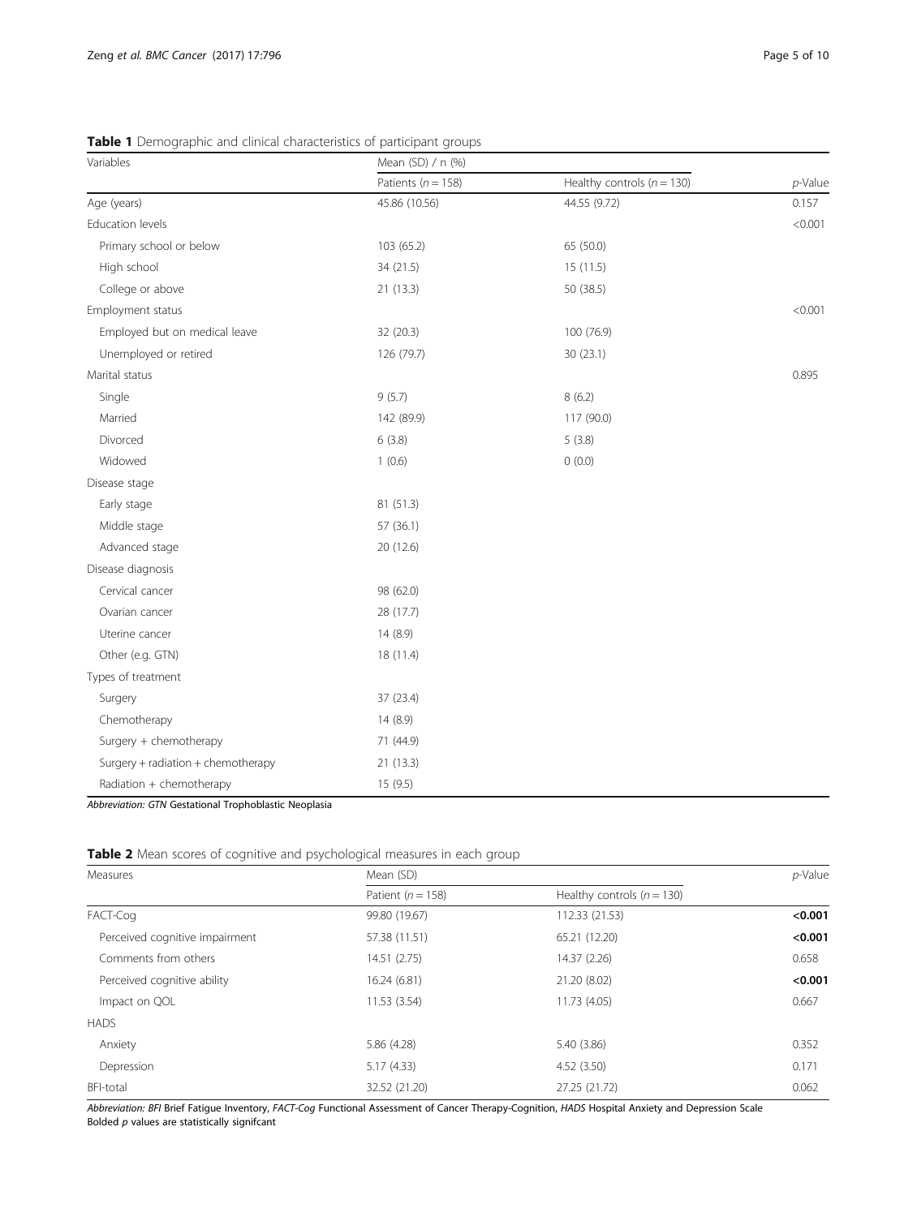**Table 1** Demographic and clinical characteristics of participant groups

| Variables | Mean (SD) / n (%) | | |
|---|---|---|---|
| | Patients ($n = 158$) | Healthy controls ($n = 130$) | *p*-Value |
| Age (years) | 45.86 (10.56) | 44.55 (9.72) | 0.157 |
| Education levels | | | <0.001 |
| Primary school or below | 103 (65.2) | 65 (50.0) | |
| High school | 34 (21.5) | 15 (11.5) | |
| College or above | 21 (13.3) | 50 (38.5) | |
| Employment status | | | <0.001 |
| Employed but on medical leave | 32 (20.3) | 100 (76.9) | |
| Unemployed or retired | 126 (79.7) | 30 (23.1) | |
| Marital status | | | 0.895 |
| Single | 9 (5.7) | 8 (6.2) | |
| Married | 142 (89.9) | 117 (90.0) | |
| Divorced | 6 (3.8) | 5 (3.8) | |
| Widowed | 1 (0.6) | 0 (0.0) | |
| Disease stage | | | |
| Early stage | 81 (51.3) | | |
| Middle stage | 57 (36.1) | | |
| Advanced stage | 20 (12.6) | | |
| Disease diagnosis | | | |
| Cervical cancer | 98 (62.0) | | |
| Ovarian cancer | 28 (17.7) | | |
| Uterine cancer | 14 (8.9) | | |
| Other (e.g. GTN) | 18 (11.4) | | |
| Types of treatment | | | |
| Surgery | 37 (23.4) | | |
| Chemotherapy | 14 (8.9) | | |
| Surgery + chemotherapy | 71 (44.9) | | |
| Surgery + radiation + chemotherapy | 21 (13.3) | | |
| Radiation + chemotherapy | 15 (9.5) | | |

*Abbreviation: GTN* Gestational Trophoblastic Neoplasia

**Table 2** Mean scores of cognitive and psychological measures in each group

| Measures | Mean (SD) | | *p*-Value |
|---|---|---|---|
| | Patient ($n = 158$) | Healthy controls ($n = 130$) | |
| FACT-Cog | 99.80 (19.67) | 112.33 (21.53) | **<0.001** |
| Perceived cognitive impairment | 57.38 (11.51) | 65.21 (12.20) | **<0.001** |
| Comments from others | 14.51 (2.75) | 14.37 (2.26) | 0.658 |
| Perceived cognitive ability | 16.24 (6.81) | 21.20 (8.02) | **<0.001** |
| Impact on QOL | 11.53 (3.54) | 11.73 (4.05) | 0.667 |
| HADS | | | |
| Anxiety | 5.86 (4.28) | 5.40 (3.86) | 0.352 |
| Depression | 5.17 (4.33) | 4.52 (3.50) | 0.171 |
| BFI-total | 32.52 (21.20) | 27.25 (21.72) | 0.062 |

*Abbreviation: BFI* Brief Fatigue Inventory, *FACT-Cog* Functional Assessment of Cancer Therapy-Cognition, *HADS* Hospital Anxiety and Depression Scale
Bolded *p* values are statistically signifcant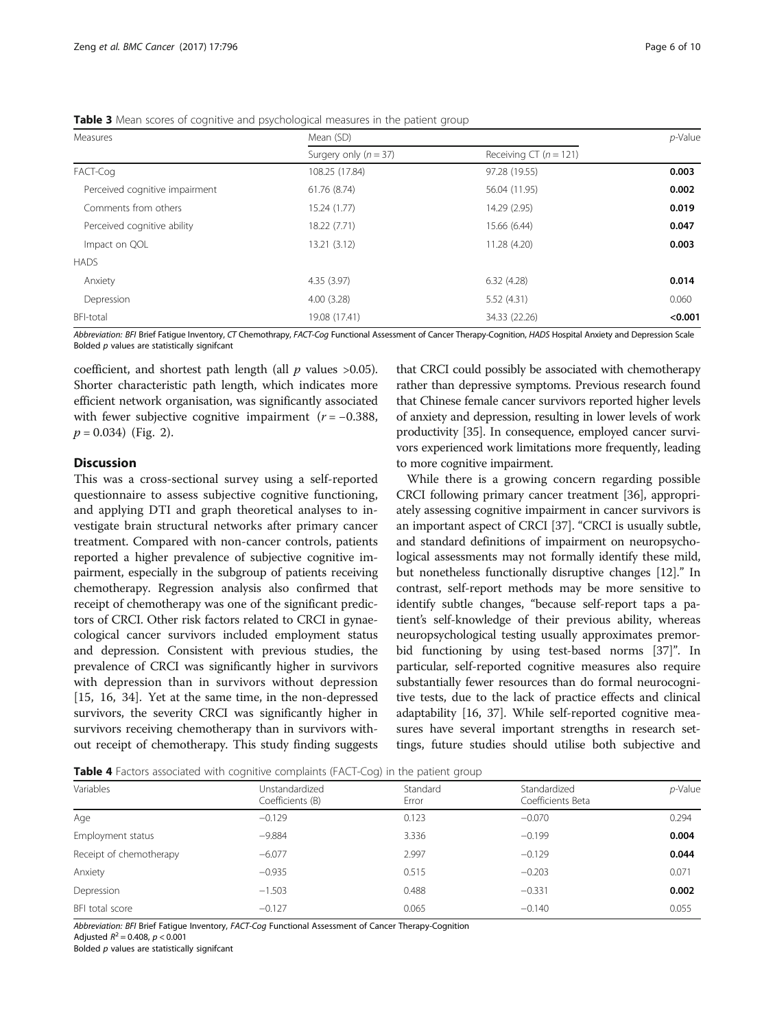**Table 3** Mean scores of cognitive and psychological measures in the patient group

| Measures | Mean (SD) | | p-Value |
|---|---|---|---|
| | Surgery only ($n = 37$) | Receiving CT ($n = 121$) | |
| FACT-Cog | 108.25 (17.84) | 97.28 (19.55) | **0.003** |
| Perceived cognitive impairment | 61.76 (8.74) | 56.04 (11.95) | **0.002** |
| Comments from others | 15.24 (1.77) | 14.29 (2.95) | **0.019** |
| Perceived cognitive ability | 18.22 (7.71) | 15.66 (6.44) | **0.047** |
| Impact on QOL | 13.21 (3.12) | 11.28 (4.20) | **0.003** |
| HADS | | | |
| Anxiety | 4.35 (3.97) | 6.32 (4.28) | **0.014** |
| Depression | 4.00 (3.28) | 5.52 (4.31) | 0.060 |
| BFI-total | 19.08 (17.41) | 34.33 (22.26) | **<0.001** |

Abbreviation: *BFI* Brief Fatigue Inventory, *CT* Chemothrapy, *FACT-Cog* Functional Assessment of Cancer Therapy-Cognition, *HADS* Hospital Anxiety and Depression Scale
Bolded *p* values are statistically signifcant

coefficient, and shortest path length (all $p$ values >0.05). Shorter characteristic path length, which indicates more efficient network organisation, was significantly associated with fewer subjective cognitive impairment ($r = -0.388$, $p = 0.034$) (Fig. 2).

## Discussion

This was a cross-sectional survey using a self-reported questionnaire to assess subjective cognitive functioning, and applying DTI and graph theoretical analyses to investigate brain structural networks after primary cancer treatment. Compared with non-cancer controls, patients reported a higher prevalence of subjective cognitive impairment, especially in the subgroup of patients receiving chemotherapy. Regression analysis also confirmed that receipt of chemotherapy was one of the significant predictors of CRCI. Other risk factors related to CRCI in gynaecological cancer survivors included employment status and depression. Consistent with previous studies, the prevalence of CRCI was significantly higher in survivors with depression than in survivors without depression [15, 16, 34]. Yet at the same time, in the non-depressed survivors, the severity CRCI was significantly higher in survivors receiving chemotherapy than in survivors without receipt of chemotherapy. This study finding suggests that CRCI could possibly be associated with chemotherapy rather than depressive symptoms. Previous research found that Chinese female cancer survivors reported higher levels of anxiety and depression, resulting in lower levels of work productivity [35]. In consequence, employed cancer survivors experienced work limitations more frequently, leading to more cognitive impairment.

While there is a growing concern regarding possible CRCI following primary cancer treatment [36], appropriately assessing cognitive impairment in cancer survivors is an important aspect of CRCI [37]. "CRCI is usually subtle, and standard definitions of impairment on neuropsychological assessments may not formally identify these mild, but nonetheless functionally disruptive changes [12]." In contrast, self-report methods may be more sensitive to identify subtle changes, "because self-report taps a patient's self-knowledge of their previous ability, whereas neuropsychological testing usually approximates premorbid functioning by using test-based norms [37]". In particular, self-reported cognitive measures also require substantially fewer resources than do formal neurocognitive tests, due to the lack of practice effects and clinical adaptability [16, 37]. While self-reported cognitive measures have several important strengths in research settings, future studies should utilise both subjective and

**Table 4** Factors associated with cognitive complaints (FACT-Cog) in the patient group

| Variables | Unstandardized Coefficients (B) | Standard Error | Standardized Coefficients Beta | p-Value |
|---|---|---|---|---|
| Age | −0.129 | 0.123 | −0.070 | 0.294 |
| Employment status | −9.884 | 3.336 | −0.199 | **0.004** |
| Receipt of chemotherapy | −6.077 | 2.997 | −0.129 | **0.044** |
| Anxiety | −0.935 | 0.515 | −0.203 | 0.071 |
| Depression | −1.503 | 0.488 | −0.331 | **0.002** |
| BFI total score | −0.127 | 0.065 | −0.140 | 0.055 |

Abbreviation: *BFI* Brief Fatigue Inventory, *FACT-Cog* Functional Assessment of Cancer Therapy-Cognition
Adjusted $R^2 = 0.408$, $p < 0.001$
Bolded *p* values are statistically signifcant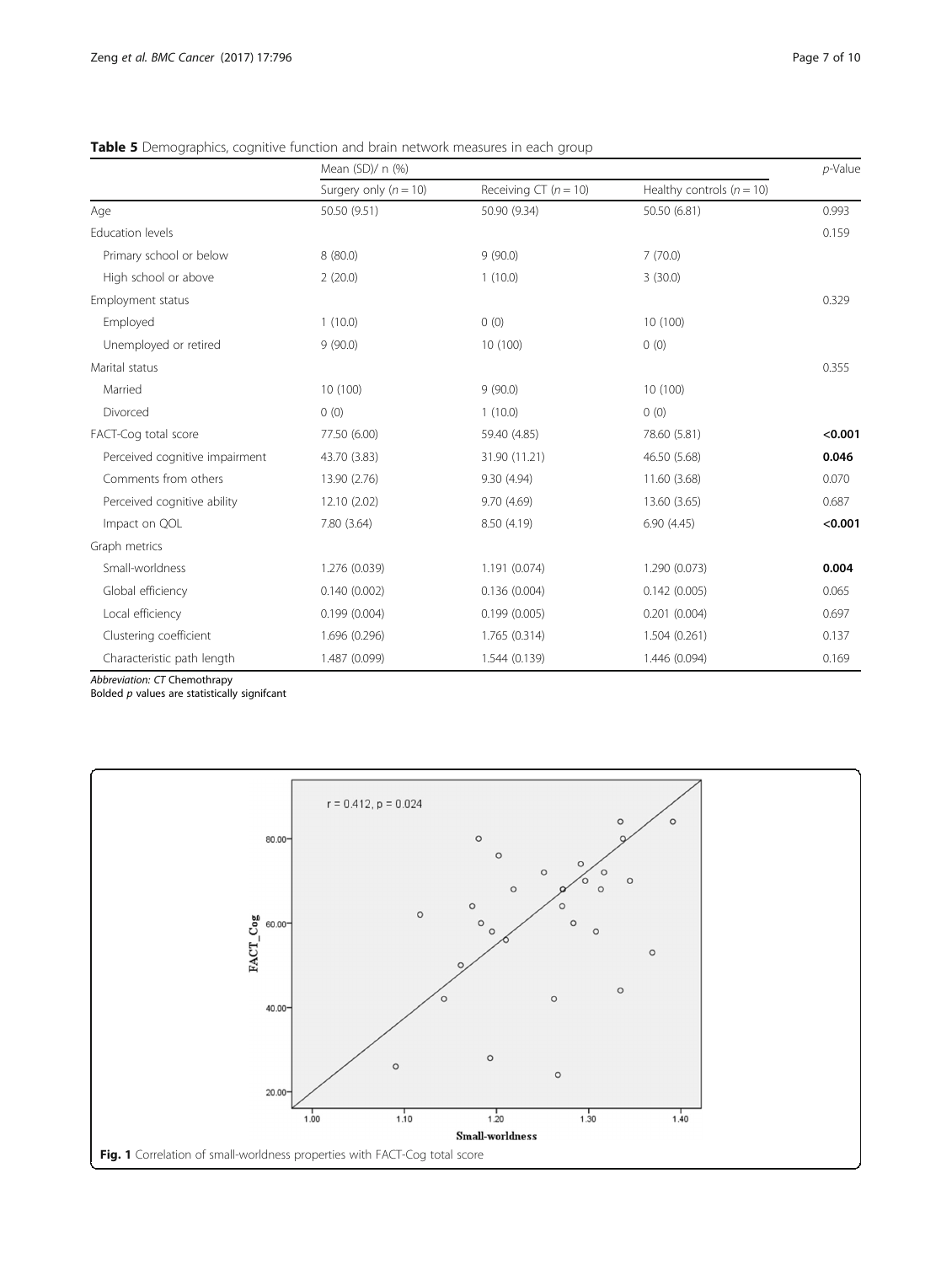**Table 5** Demographics, cognitive function and brain network measures in each group

| | Mean (SD)/ n (%) | | | *p*-Value |
|---|---|---|---|---|
| | Surgery only ($n = 10$) | Receiving CT ($n = 10$) | Healthy controls ($n = 10$) | |
| Age | 50.50 (9.51) | 50.90 (9.34) | 50.50 (6.81) | 0.993 |
| Education levels | | | | 0.159 |
| Primary school or below | 8 (80.0) | 9 (90.0) | 7 (70.0) | |
| High school or above | 2 (20.0) | 1 (10.0) | 3 (30.0) | |
| Employment status | | | | 0.329 |
| Employed | 1 (10.0) | 0 (0) | 10 (100) | |
| Unemployed or retired | 9 (90.0) | 10 (100) | 0 (0) | |
| Marital status | | | | 0.355 |
| Married | 10 (100) | 9 (90.0) | 10 (100) | |
| Divorced | 0 (0) | 1 (10.0) | 0 (0) | |
| FACT-Cog total score | 77.50 (6.00) | 59.40 (4.85) | 78.60 (5.81) | **<0.001** |
| Perceived cognitive impairment | 43.70 (3.83) | 31.90 (11.21) | 46.50 (5.68) | **0.046** |
| Comments from others | 13.90 (2.76) | 9.30 (4.94) | 11.60 (3.68) | 0.070 |
| Perceived cognitive ability | 12.10 (2.02) | 9.70 (4.69) | 13.60 (3.65) | 0.687 |
| Impact on QOL | 7.80 (3.64) | 8.50 (4.19) | 6.90 (4.45) | **<0.001** |
| Graph metrics | | | | |
| Small-worldness | 1.276 (0.039) | 1.191 (0.074) | 1.290 (0.073) | **0.004** |
| Global efficiency | 0.140 (0.002) | 0.136 (0.004) | 0.142 (0.005) | 0.065 |
| Local efficiency | 0.199 (0.004) | 0.199 (0.005) | 0.201 (0.004) | 0.697 |
| Clustering coefficient | 1.696 (0.296) | 1.765 (0.314) | 1.504 (0.261) | 0.137 |
| Characteristic path length | 1.487 (0.099) | 1.544 (0.139) | 1.446 (0.094) | 0.169 |

*Abbreviation: CT* Chemothrapy
Bolded *p* values are statistically signifcant

**Fig. 1** Correlation of small-worldness properties with FACT-Cog total score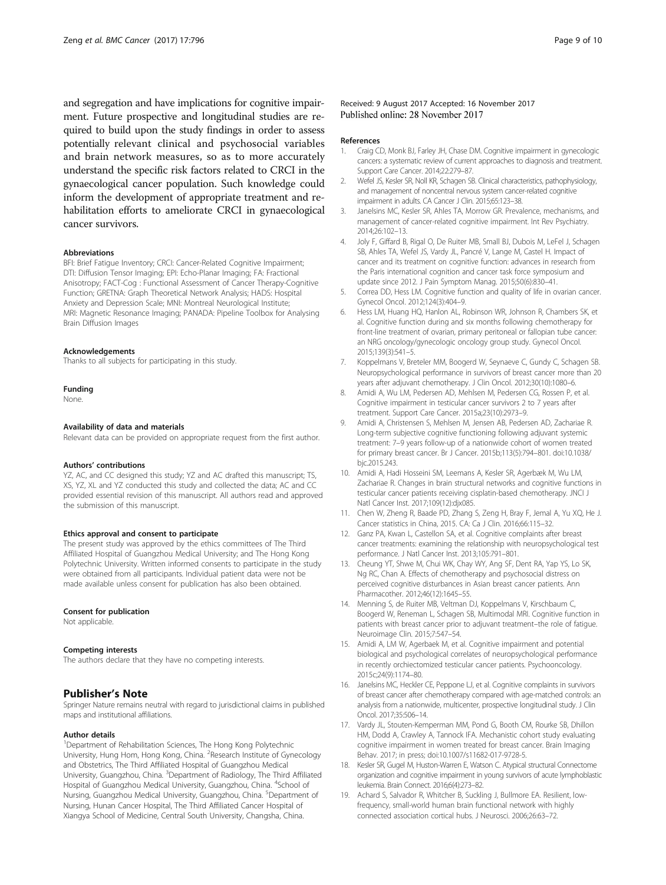and segregation and have implications for cognitive impairment. Future prospective and longitudinal studies are required to build upon the study findings in order to assess potentially relevant clinical and psychosocial variables and brain network measures, so as to more accurately understand the specific risk factors related to CRCI in the gynaecological cancer population. Such knowledge could inform the development of appropriate treatment and rehabilitation efforts to ameliorate CRCI in gynaecological cancer survivors.

#### Abbreviations

BFI: Brief Fatigue Inventory; CRCI: Cancer-Related Cognitive Impairment; DTI: Diffusion Tensor Imaging; EPI: Echo-Planar Imaging; FA: Fractional Anisotropy; FACT-Cog : Functional Assessment of Cancer Therapy-Cognitive Function; GRETNA: Graph Theoretical Network Analysis; HADS: Hospital Anxiety and Depression Scale; MNI: Montreal Neurological Institute; MRI: Magnetic Resonance Imaging; PANADA: Pipeline Toolbox for Analysing Brain Diffusion Images

#### Acknowledgements

Thanks to all subjects for participating in this study.

#### Funding

None.

#### Availability of data and materials

Relevant data can be provided on appropriate request from the first author.

#### Authors' contributions

YZ, AC, and CC designed this study; YZ and AC drafted this manuscript; TS, XS, YZ, XL and YZ conducted this study and collected the data; AC and CC provided essential revision of this manuscript. All authors read and approved the submission of this manuscript.

#### Ethics approval and consent to participate

The present study was approved by the ethics committees of The Third Affiliated Hospital of Guangzhou Medical University; and The Hong Kong Polytechnic University. Written informed consents to participate in the study were obtained from all participants. Individual patient data were not be made available unless consent for publication has also been obtained.

#### Consent for publication

Not applicable.

#### Competing interests

The authors declare that they have no competing interests.

## Publisher's Note

Springer Nature remains neutral with regard to jurisdictional claims in published maps and institutional affiliations.

#### Author details

[1]Department of Rehabilitation Sciences, The Hong Kong Polytechnic University, Hung Hom, Hong Kong, China. [2]Research Institute of Gynecology and Obstetrics, The Third Affiliated Hospital of Guangzhou Medical University, Guangzhou, China. [3]Department of Radiology, The Third Affiliated Hospital of Guangzhou Medical University, Guangzhou, China. [4]School of Nursing, Guangzhou Medical University, Guangzhou, China. [5]Department of Nursing, Hunan Cancer Hospital, The Third Affiliated Cancer Hospital of Xiangya School of Medicine, Central South University, Changsha, China.

Received: 9 August 2017 Accepted: 16 November 2017
Published online: 28 November 2017

#### References

1. Craig CD, Monk BJ, Farley JH, Chase DM. Cognitive impairment in gynecologic cancers: a systematic review of current approaches to diagnosis and treatment. Support Care Cancer. 2014;22:279–87.
2. Wefel JS, Kesler SR, Noll KR, Schagen SB. Clinical characteristics, pathophysiology, and management of noncentral nervous system cancer-related cognitive impairment in adults. CA Cancer J Clin. 2015;65:123–38.
3. Janelsins MC, Kesler SR, Ahles TA, Morrow GR. Prevalence, mechanisms, and management of cancer-related cognitive impairment. Int Rev Psychiatry. 2014;26:102–13.
4. Joly F, Giffard B, Rigal O, De Ruiter MB, Small BJ, Dubois M, LeFel J, Schagen SB, Ahles TA, Wefel JS, Vardy JL, Pancré V, Lange M, Castel H. Impact of cancer and its treatment on cognitive function: advances in research from the Paris international cognition and cancer task force symposium and update since 2012. J Pain Symptom Manag. 2015;50(6):830–41.
5. Correa DD, Hess LM. Cognitive function and quality of life in ovarian cancer. Gynecol Oncol. 2012;124(3):404–9.
6. Hess LM, Huang HQ, Hanlon AL, Robinson WR, Johnson R, Chambers SK, et al. Cognitive function during and six months following chemotherapy for front-line treatment of ovarian, primary peritoneal or fallopian tube cancer: an NRG oncology/gynecologic oncology group study. Gynecol Oncol. 2015;139(3):541–5.
7. Koppelmans V, Breteler MM, Boogerd W, Seynaeve C, Gundy C, Schagen SB. Neuropsychological performance in survivors of breast cancer more than 20 years after adjuvant chemotherapy. J Clin Oncol. 2012;30(10):1080–6.
8. Amidi A, Wu LM, Pedersen AD, Mehlsen M, Pedersen CG, Rossen P, et al. Cognitive impairment in testicular cancer survivors 2 to 7 years after treatment. Support Care Cancer. 2015a;23(10):2973–9.
9. Amidi A, Christensen S, Mehlsen M, Jensen AB, Pedersen AD, Zachariae R. Long-term subjective cognitive functioning following adjuvant systemic treatment: 7–9 years follow-up of a nationwide cohort of women treated for primary breast cancer. Br J Cancer. 2015b;113(5):794–801. doi:10.1038/bjc.2015.243.
10. Amidi A, Hadi Hosseini SM, Leemans A, Kesler SR, Agerbæk M, Wu LM, Zachariae R. Changes in brain structural networks and cognitive functions in testicular cancer patients receiving cisplatin-based chemotherapy. JNCI J Natl Cancer Inst. 2017;109(12):djx085.
11. Chen W, Zheng R, Baade PD, Zhang S, Zeng H, Bray F, Jemal A, Yu XQ, He J. Cancer statistics in China, 2015. CA: Ca J Clin. 2016;66:115–32.
12. Ganz PA, Kwan L, Castellon SA, et al. Cognitive complaints after breast cancer treatments: examining the relationship with neuropsychological test performance. J Natl Cancer Inst. 2013;105:791–801.
13. Cheung YT, Shwe M, Chui WK, Chay WY, Ang SF, Dent RA, Yap YS, Lo SK, Ng RC, Chan A. Effects of chemotherapy and psychosocial distress on perceived cognitive disturbances in Asian breast cancer patients. Ann Pharmacother. 2012;46(12):1645–55.
14. Menning S, de Ruiter MB, Veltman DJ, Koppelmans V, Kirschbaum C, Boogerd W, Reneman L, Schagen SB, Multimodal MRI. Cognitive function in patients with breast cancer prior to adjuvant treatment–the role of fatigue. Neuroimage Clin. 2015;7:547–54.
15. Amidi A, LM W, Agerbaek M, et al. Cognitive impairment and potential biological and psychological correlates of neuropsychological performance in recently orchiectomized testicular cancer patients. Psychooncology. 2015c;24(9):1174–80.
16. Janelsins MC, Heckler CE, Peppone LJ, et al. Cognitive complaints in survivors of breast cancer after chemotherapy compared with age-matched controls: an analysis from a nationwide, multicenter, prospective longitudinal study. J Clin Oncol. 2017;35:506–14.
17. Vardy JL, Stouten-Kemperman MM, Pond G, Booth CM, Rourke SB, Dhillon HM, Dodd A, Crawley A, Tannock IFA. Mechanistic cohort study evaluating cognitive impairment in women treated for breast cancer. Brain Imaging Behav. 2017; in press; doi:10.1007/s11682-017-9728-5.
18. Kesler SR, Gugel M, Huston-Warren E, Watson C. Atypical structural Connectome organization and cognitive impairment in young survivors of acute lymphoblastic leukemia. Brain Connect. 2016;6(4):273–82.
19. Achard S, Salvador R, Whitcher B, Suckling J, Bullmore EA. Resilient, low-frequency, small-world human brain functional network with highly connected association cortical hubs. J Neurosci. 2006;26:63–72.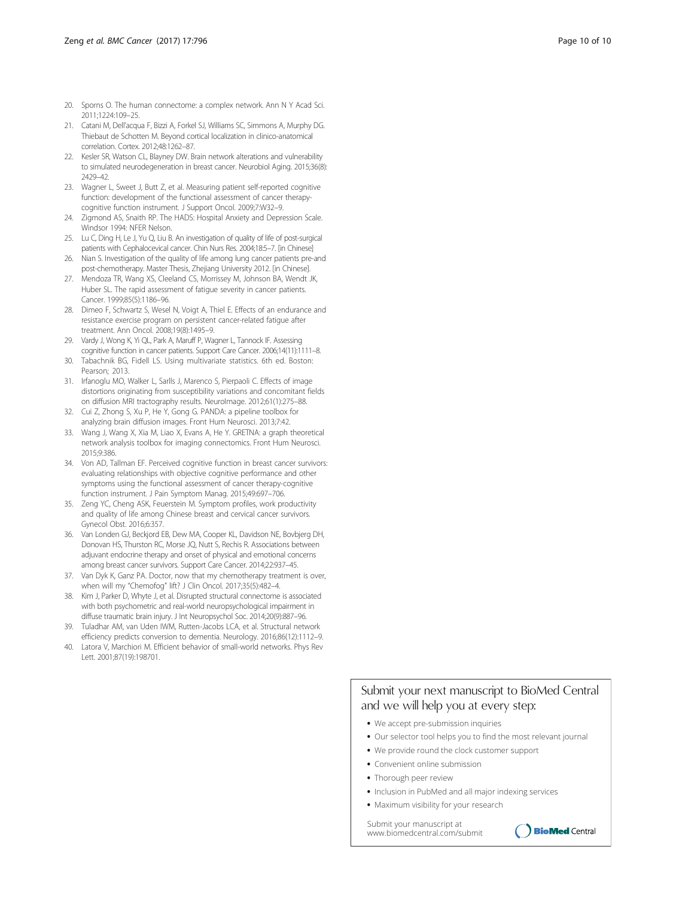20. Sporns O. The human connectome: a complex network. Ann N Y Acad Sci. 2011;1224:109–25.
21. Catani M, Dell'acqua F, Bizzi A, Forkel SJ, Williams SC, Simmons A, Murphy DG. Thiebaut de Schotten M. Beyond cortical localization in clinico-anatomical correlation. Cortex. 2012;48:1262–87.
22. Kesler SR, Watson CL, Blayney DW. Brain network alterations and vulnerability to simulated neurodegeneration in breast cancer. Neurobiol Aging. 2015;36(8): 2429–42.
23. Wagner L, Sweet J, Butt Z, et al. Measuring patient self-reported cognitive function: development of the functional assessment of cancer therapy-cognitive function instrument. J Support Oncol. 2009;7:W32–9.
24. Zigmond AS, Snaith RP. The HADS: Hospital Anxiety and Depression Scale. Windsor 1994: NFER Nelson.
25. Lu C, Ding H, Le J, Yu Q, Liu B. An investigation of quality of life of post-surgical patients with Cephalocevical cancer. Chin Nurs Res. 2004;18:5–7. [in Chinese]
26. Nian S. Investigation of the quality of life among lung cancer patients pre-and post-chemotherapy. Master Thesis, Zhejiang University 2012. [in Chinese].
27. Mendoza TR, Wang XS, Cleeland CS, Morrissey M, Johnson BA, Wendt JK, Huber SL. The rapid assessment of fatigue severity in cancer patients. Cancer. 1999;85(5):1186–96.
28. Dimeo F, Schwartz S, Wesel N, Voigt A, Thiel E. Effects of an endurance and resistance exercise program on persistent cancer-related fatigue after treatment. Ann Oncol. 2008;19(8):1495–9.
29. Vardy J, Wong K, Yi QL, Park A, Maruff P, Wagner L, Tannock IF. Assessing cognitive function in cancer patients. Support Care Cancer. 2006;14(11):1111–8.
30. Tabachnik BG, Fidell LS. Using multivariate statistics. 6th ed. Boston: Pearson; 2013.
31. Irfanoglu MO, Walker L, Sarlls J, Marenco S, Pierpaoli C. Effects of image distortions originating from susceptibility variations and concomitant fields on diffusion MRI tractography results. NeuroImage. 2012;61(1):275–88.
32. Cui Z, Zhong S, Xu P, He Y, Gong G. PANDA: a pipeline toolbox for analyzing brain diffusion images. Front Hum Neurosci. 2013;7:42.
33. Wang J, Wang X, Xia M, Liao X, Evans A, He Y. GRETNA: a graph theoretical network analysis toolbox for imaging connectomics. Front Hum Neurosci. 2015;9:386.
34. Von AD, Tallman EF. Perceived cognitive function in breast cancer survivors: evaluating relationships with objective cognitive performance and other symptoms using the functional assessment of cancer therapy-cognitive function instrument. J Pain Symptom Manag. 2015;49:697–706.
35. Zeng YC, Cheng ASK, Feuerstein M. Symptom profiles, work productivity and quality of life among Chinese breast and cervical cancer survivors. Gynecol Obst. 2016;6:357.
36. Van Londen GJ, Beckjord EB, Dew MA, Cooper KL, Davidson NE, Bovbjerg DH, Donovan HS, Thurston RC, Morse JQ, Nutt S, Rechis R. Associations between adjuvant endocrine therapy and onset of physical and emotional concerns among breast cancer survivors. Support Care Cancer. 2014;22:937–45.
37. Van Dyk K, Ganz PA. Doctor, now that my chemotherapy treatment is over, when will my "Chemofog" lift? J Clin Oncol. 2017;35(5):482–4.
38. Kim J, Parker D, Whyte J, et al. Disrupted structural connectome is associated with both psychometric and real-world neuropsychological impairment in diffuse traumatic brain injury. J Int Neuropsychol Soc. 2014;20(9):887–96.
39. Tuladhar AM, van Uden IWM, Rutten-Jacobs LCA, et al. Structural network efficiency predicts conversion to dementia. Neurology. 2016;86(12):1112–9.
40. Latora V, Marchiori M. Efficient behavior of small-world networks. Phys Rev Lett. 2001;87(19):198701.

Submit your next manuscript to BioMed Central and we will help you at every step:

- We accept pre-submission inquiries
- Our selector tool helps you to find the most relevant journal
- We provide round the clock customer support
- Convenient online submission
- Thorough peer review
- Inclusion in PubMed and all major indexing services
- Maximum visibility for your research

Submit your manuscript at www.biomedcentral.com/submit

BioMed Central